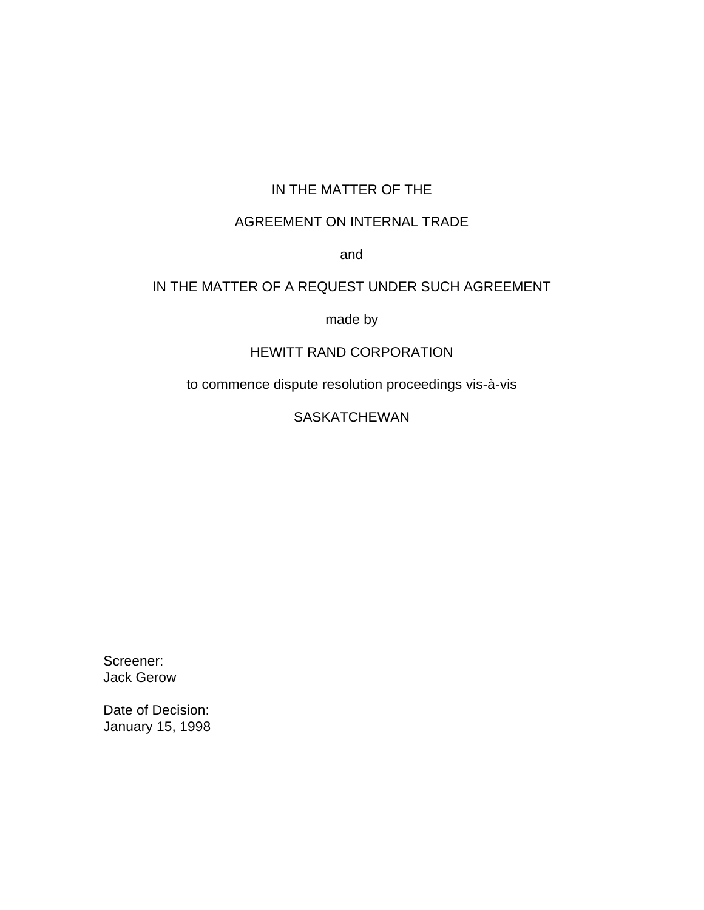IN THE MATTER OF THE

AGREEMENT ON INTERNAL TRADE

and

IN THE MATTER OF A REQUEST UNDER SUCH AGREEMENT

made by

HEWITT RAND CORPORATION

to commence dispute resolution proceedings vis-à-vis

SASKATCHEWAN

Screener:
Jack Gerow

Date of Decision:
January 15, 1998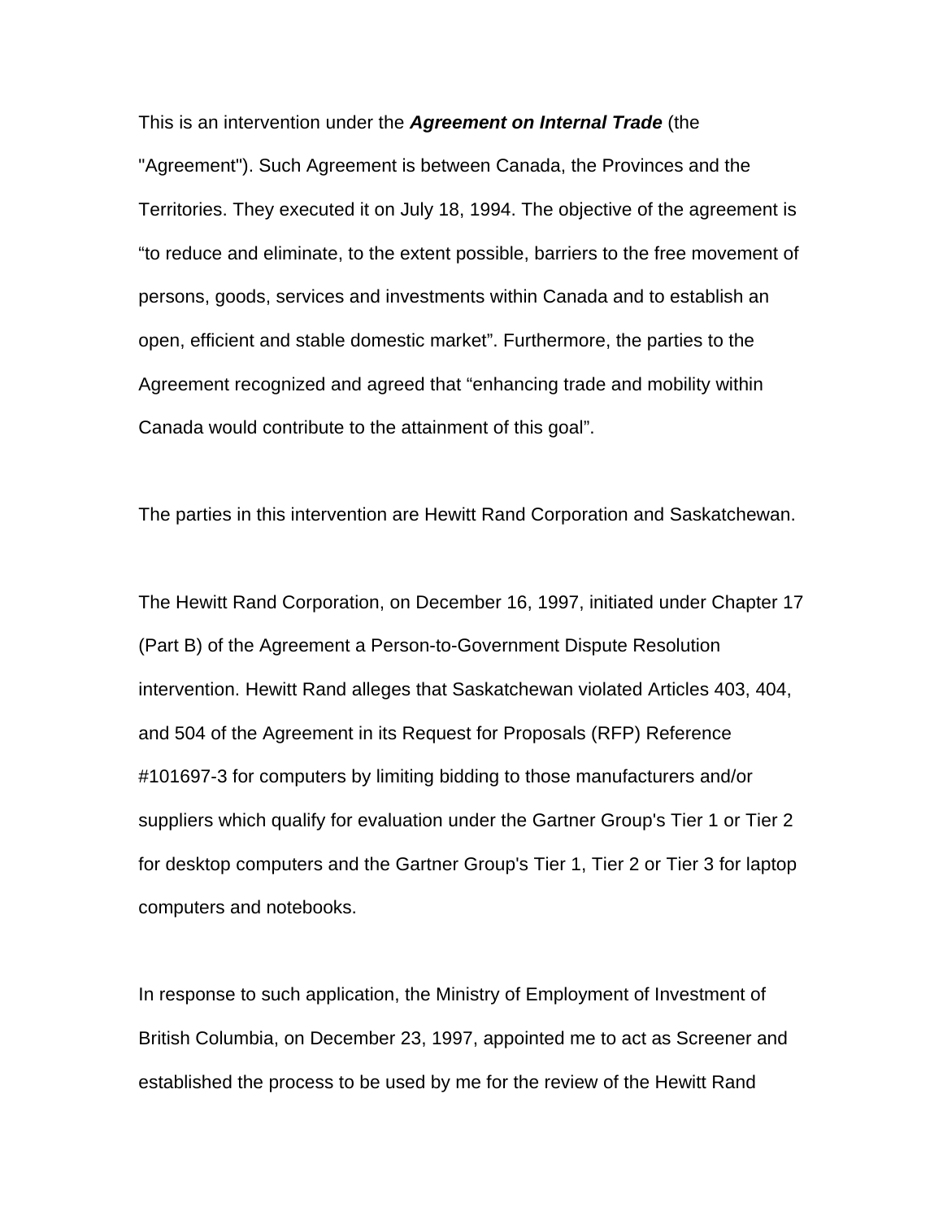This is an intervention under the ***Agreement on Internal Trade*** (the "Agreement"). Such Agreement is between Canada, the Provinces and the Territories. They executed it on July 18, 1994. The objective of the agreement is "to reduce and eliminate, to the extent possible, barriers to the free movement of persons, goods, services and investments within Canada and to establish an open, efficient and stable domestic market". Furthermore, the parties to the Agreement recognized and agreed that "enhancing trade and mobility within Canada would contribute to the attainment of this goal".

The parties in this intervention are Hewitt Rand Corporation and Saskatchewan.

The Hewitt Rand Corporation, on December 16, 1997, initiated under Chapter 17 (Part B) of the Agreement a Person-to-Government Dispute Resolution intervention. Hewitt Rand alleges that Saskatchewan violated Articles 403, 404, and 504 of the Agreement in its Request for Proposals (RFP) Reference #101697-3 for computers by limiting bidding to those manufacturers and/or suppliers which qualify for evaluation under the Gartner Group's Tier 1 or Tier 2 for desktop computers and the Gartner Group's Tier 1, Tier 2 or Tier 3 for laptop computers and notebooks.

In response to such application, the Ministry of Employment of Investment of British Columbia, on December 23, 1997, appointed me to act as Screener and established the process to be used by me for the review of the Hewitt Rand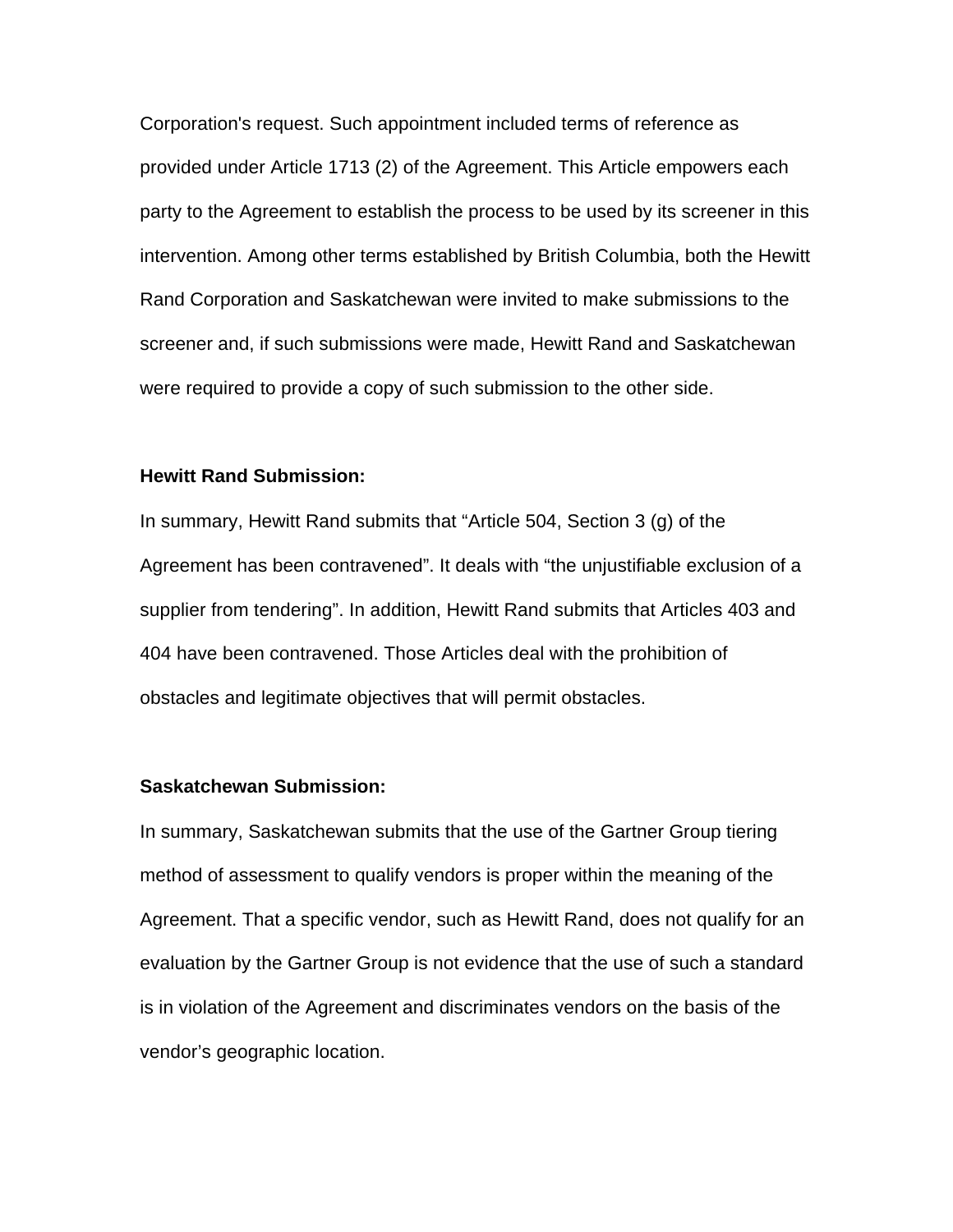Corporation's request. Such appointment included terms of reference as provided under Article 1713 (2) of the Agreement. This Article empowers each party to the Agreement to establish the process to be used by its screener in this intervention. Among other terms established by British Columbia, both the Hewitt Rand Corporation and Saskatchewan were invited to make submissions to the screener and, if such submissions were made, Hewitt Rand and Saskatchewan were required to provide a copy of such submission to the other side.

**Hewitt Rand Submission:**

In summary, Hewitt Rand submits that "Article 504, Section 3 (g) of the Agreement has been contravened". It deals with "the unjustifiable exclusion of a supplier from tendering". In addition, Hewitt Rand submits that Articles 403 and 404 have been contravened. Those Articles deal with the prohibition of obstacles and legitimate objectives that will permit obstacles.

**Saskatchewan Submission:**

In summary, Saskatchewan submits that the use of the Gartner Group tiering method of assessment to qualify vendors is proper within the meaning of the Agreement. That a specific vendor, such as Hewitt Rand, does not qualify for an evaluation by the Gartner Group is not evidence that the use of such a standard is in violation of the Agreement and discriminates vendors on the basis of the vendor's geographic location.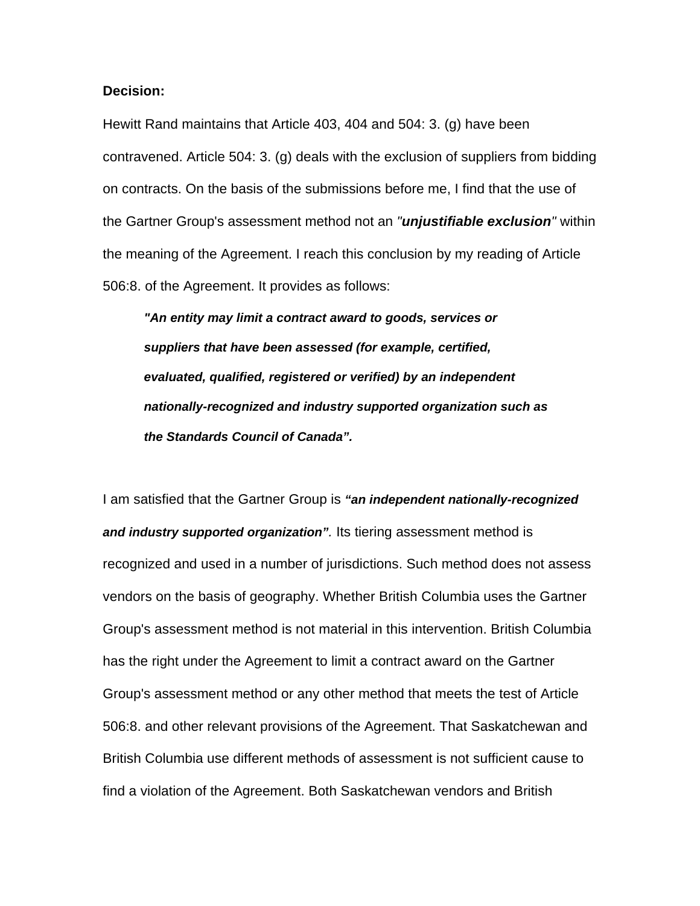**Decision:**

Hewitt Rand maintains that Article 403, 404 and 504: 3. (g) have been contravened. Article 504: 3. (g) deals with the exclusion of suppliers from bidding on contracts. On the basis of the submissions before me, I find that the use of the Gartner Group's assessment method not an *"**unjustifiable exclusion**"* within the meaning of the Agreement. I reach this conclusion by my reading of Article 506:8. of the Agreement. It provides as follows:

> ***"An entity may limit a contract award to goods, services or suppliers that have been assessed (for example, certified, evaluated, qualified, registered or verified) by an independent nationally-recognized and industry supported organization such as the Standards Council of Canada".***

I am satisfied that the Gartner Group is ***"an independent nationally-recognized and industry supported organization".*** Its tiering assessment method is recognized and used in a number of jurisdictions. Such method does not assess vendors on the basis of geography. Whether British Columbia uses the Gartner Group's assessment method is not material in this intervention. British Columbia has the right under the Agreement to limit a contract award on the Gartner Group's assessment method or any other method that meets the test of Article 506:8. and other relevant provisions of the Agreement. That Saskatchewan and British Columbia use different methods of assessment is not sufficient cause to find a violation of the Agreement. Both Saskatchewan vendors and British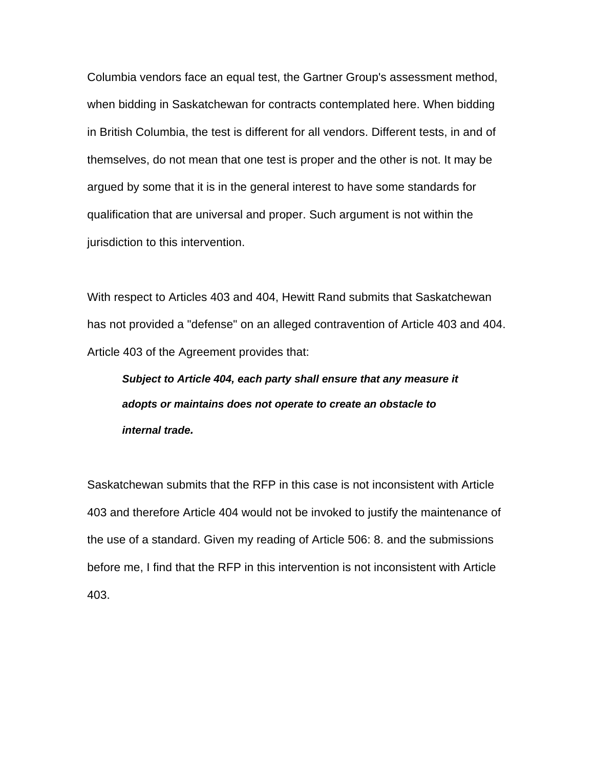Columbia vendors face an equal test, the Gartner Group's assessment method, when bidding in Saskatchewan for contracts contemplated here. When bidding in British Columbia, the test is different for all vendors. Different tests, in and of themselves, do not mean that one test is proper and the other is not. It may be argued by some that it is in the general interest to have some standards for qualification that are universal and proper. Such argument is not within the jurisdiction to this intervention.

With respect to Articles 403 and 404, Hewitt Rand submits that Saskatchewan has not provided a "defense" on an alleged contravention of Article 403 and 404. Article 403 of the Agreement provides that:

> ***Subject to Article 404, each party shall ensure that any measure it adopts or maintains does not operate to create an obstacle to internal trade.***

Saskatchewan submits that the RFP in this case is not inconsistent with Article 403 and therefore Article 404 would not be invoked to justify the maintenance of the use of a standard. Given my reading of Article 506: 8. and the submissions before me, I find that the RFP in this intervention is not inconsistent with Article 403.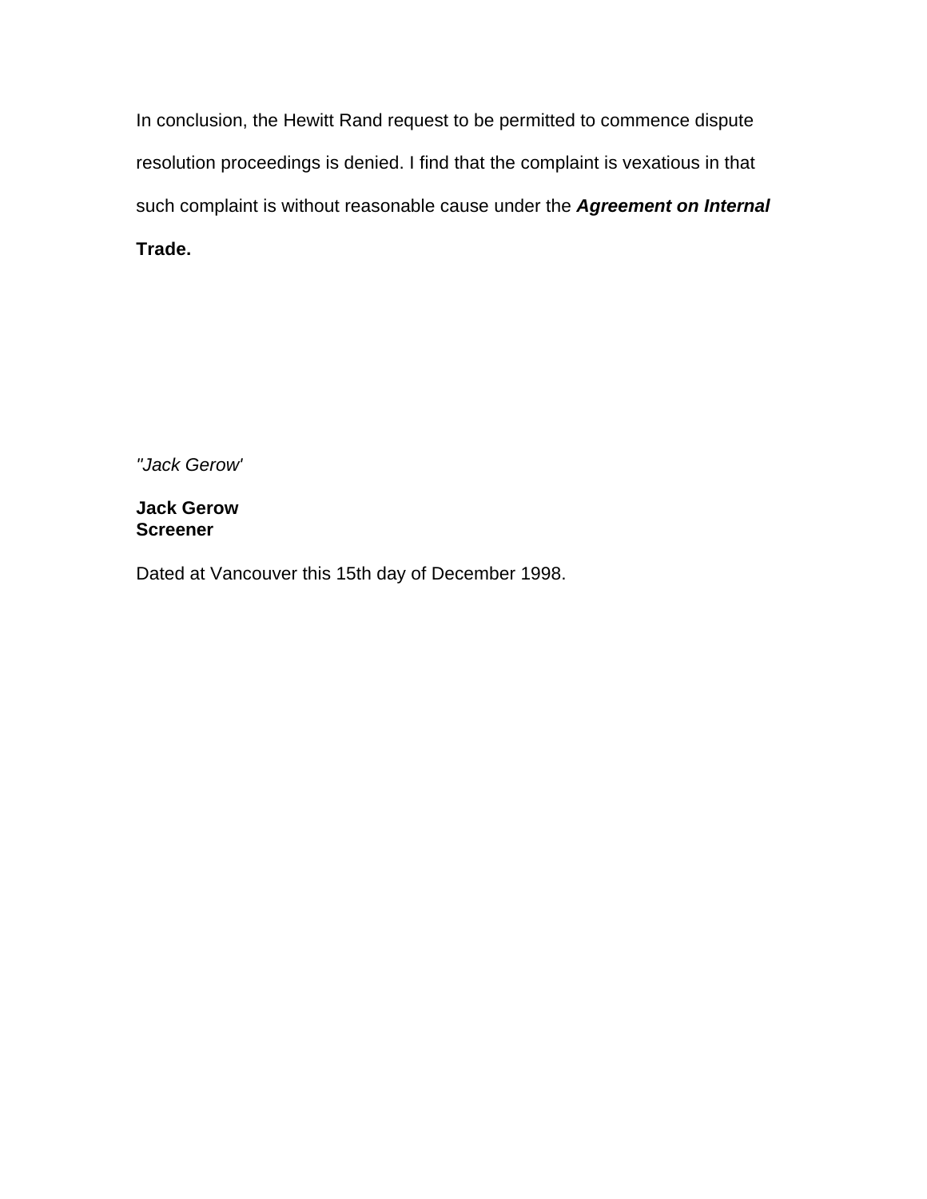In conclusion, the Hewitt Rand request to be permitted to commence dispute resolution proceedings is denied. I find that the complaint is vexatious in that such complaint is without reasonable cause under the ***Agreement on Internal*** **Trade.**

*"Jack Gerow'*

**Jack Gerow**
**Screener**

Dated at Vancouver this 15th day of December 1998.